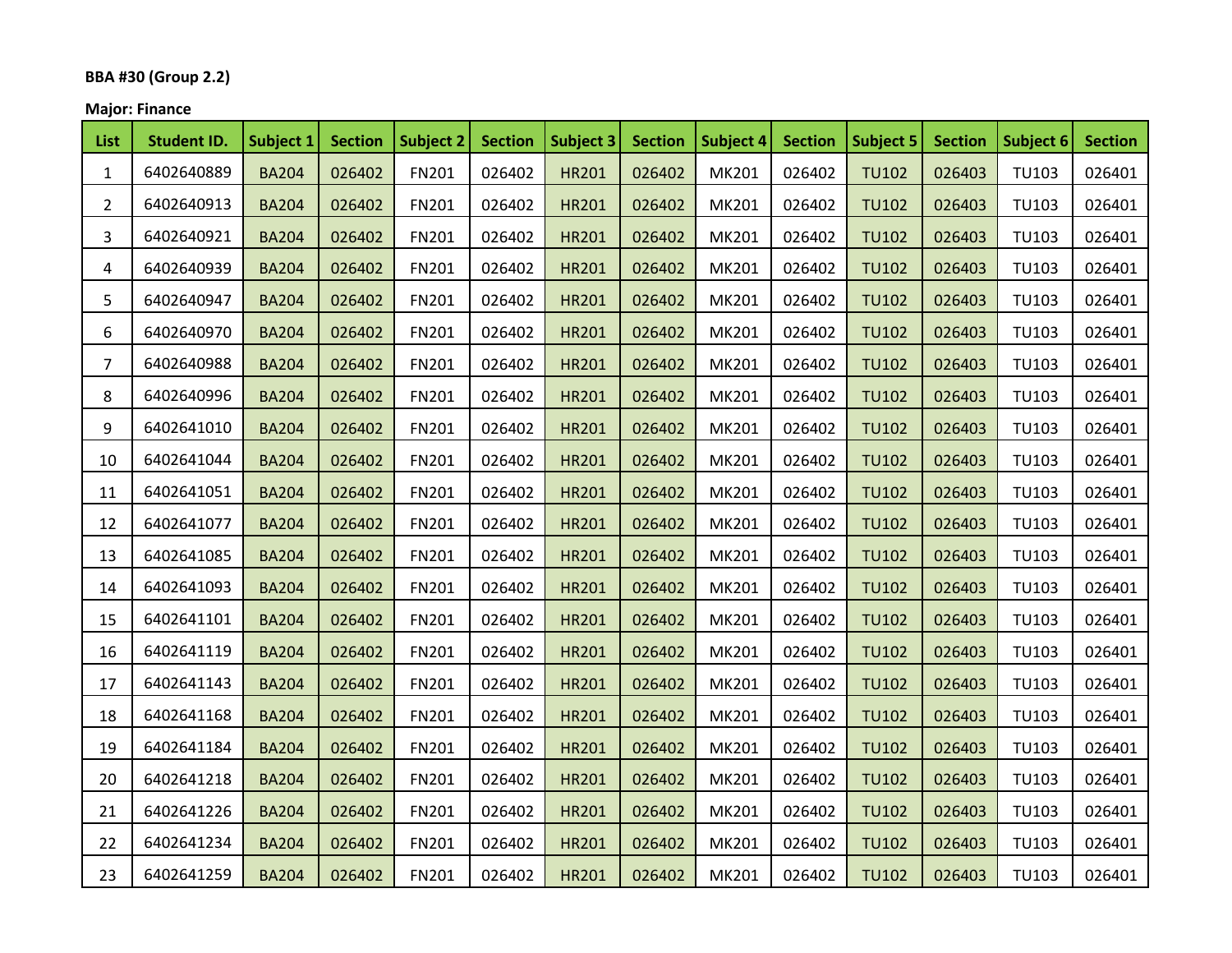**BBA #30 (Group 2.2)**

**Major: Finance**

| List | Student ID. | Subject 1 | Section | Subject 2 | Section | Subject 3 | Section | Subject 4 | Section | Subject 5 | Section | Subject 6 | Section |
|---|---|---|---|---|---|---|---|---|---|---|---|---|---|
| 1 | 6402640889 | BA204 | 026402 | FN201 | 026402 | HR201 | 026402 | MK201 | 026402 | TU102 | 026403 | TU103 | 026401 |
| 2 | 6402640913 | BA204 | 026402 | FN201 | 026402 | HR201 | 026402 | MK201 | 026402 | TU102 | 026403 | TU103 | 026401 |
| 3 | 6402640921 | BA204 | 026402 | FN201 | 026402 | HR201 | 026402 | MK201 | 026402 | TU102 | 026403 | TU103 | 026401 |
| 4 | 6402640939 | BA204 | 026402 | FN201 | 026402 | HR201 | 026402 | MK201 | 026402 | TU102 | 026403 | TU103 | 026401 |
| 5 | 6402640947 | BA204 | 026402 | FN201 | 026402 | HR201 | 026402 | MK201 | 026402 | TU102 | 026403 | TU103 | 026401 |
| 6 | 6402640970 | BA204 | 026402 | FN201 | 026402 | HR201 | 026402 | MK201 | 026402 | TU102 | 026403 | TU103 | 026401 |
| 7 | 6402640988 | BA204 | 026402 | FN201 | 026402 | HR201 | 026402 | MK201 | 026402 | TU102 | 026403 | TU103 | 026401 |
| 8 | 6402640996 | BA204 | 026402 | FN201 | 026402 | HR201 | 026402 | MK201 | 026402 | TU102 | 026403 | TU103 | 026401 |
| 9 | 6402641010 | BA204 | 026402 | FN201 | 026402 | HR201 | 026402 | MK201 | 026402 | TU102 | 026403 | TU103 | 026401 |
| 10 | 6402641044 | BA204 | 026402 | FN201 | 026402 | HR201 | 026402 | MK201 | 026402 | TU102 | 026403 | TU103 | 026401 |
| 11 | 6402641051 | BA204 | 026402 | FN201 | 026402 | HR201 | 026402 | MK201 | 026402 | TU102 | 026403 | TU103 | 026401 |
| 12 | 6402641077 | BA204 | 026402 | FN201 | 026402 | HR201 | 026402 | MK201 | 026402 | TU102 | 026403 | TU103 | 026401 |
| 13 | 6402641085 | BA204 | 026402 | FN201 | 026402 | HR201 | 026402 | MK201 | 026402 | TU102 | 026403 | TU103 | 026401 |
| 14 | 6402641093 | BA204 | 026402 | FN201 | 026402 | HR201 | 026402 | MK201 | 026402 | TU102 | 026403 | TU103 | 026401 |
| 15 | 6402641101 | BA204 | 026402 | FN201 | 026402 | HR201 | 026402 | MK201 | 026402 | TU102 | 026403 | TU103 | 026401 |
| 16 | 6402641119 | BA204 | 026402 | FN201 | 026402 | HR201 | 026402 | MK201 | 026402 | TU102 | 026403 | TU103 | 026401 |
| 17 | 6402641143 | BA204 | 026402 | FN201 | 026402 | HR201 | 026402 | MK201 | 026402 | TU102 | 026403 | TU103 | 026401 |
| 18 | 6402641168 | BA204 | 026402 | FN201 | 026402 | HR201 | 026402 | MK201 | 026402 | TU102 | 026403 | TU103 | 026401 |
| 19 | 6402641184 | BA204 | 026402 | FN201 | 026402 | HR201 | 026402 | MK201 | 026402 | TU102 | 026403 | TU103 | 026401 |
| 20 | 6402641218 | BA204 | 026402 | FN201 | 026402 | HR201 | 026402 | MK201 | 026402 | TU102 | 026403 | TU103 | 026401 |
| 21 | 6402641226 | BA204 | 026402 | FN201 | 026402 | HR201 | 026402 | MK201 | 026402 | TU102 | 026403 | TU103 | 026401 |
| 22 | 6402641234 | BA204 | 026402 | FN201 | 026402 | HR201 | 026402 | MK201 | 026402 | TU102 | 026403 | TU103 | 026401 |
| 23 | 6402641259 | BA204 | 026402 | FN201 | 026402 | HR201 | 026402 | MK201 | 026402 | TU102 | 026403 | TU103 | 026401 |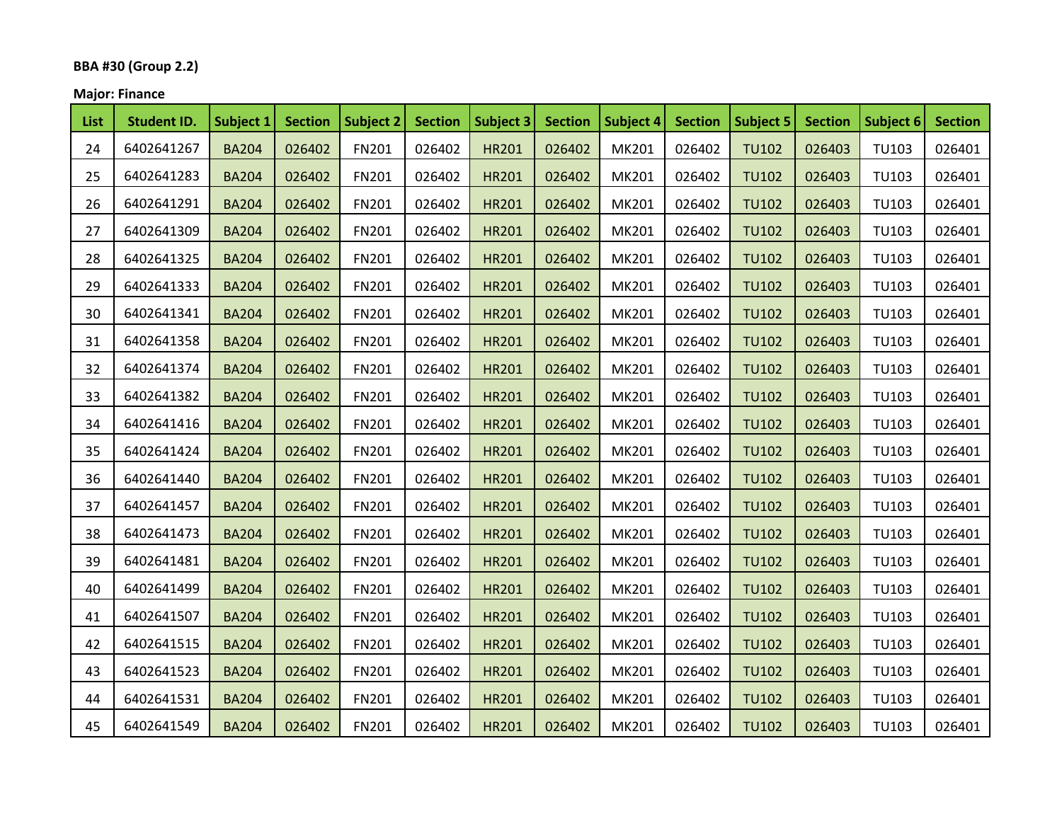**BBA #30 (Group 2.2)**

**Major: Finance**

| List | Student ID. | Subject 1 | Section | Subject 2 | Section | Subject 3 | Section | Subject 4 | Section | Subject 5 | Section | Subject 6 | Section |
|---|---|---|---|---|---|---|---|---|---|---|---|---|---|
| 24 | 6402641267 | BA204 | 026402 | FN201 | 026402 | HR201 | 026402 | MK201 | 026402 | TU102 | 026403 | TU103 | 026401 |
| 25 | 6402641283 | BA204 | 026402 | FN201 | 026402 | HR201 | 026402 | MK201 | 026402 | TU102 | 026403 | TU103 | 026401 |
| 26 | 6402641291 | BA204 | 026402 | FN201 | 026402 | HR201 | 026402 | MK201 | 026402 | TU102 | 026403 | TU103 | 026401 |
| 27 | 6402641309 | BA204 | 026402 | FN201 | 026402 | HR201 | 026402 | MK201 | 026402 | TU102 | 026403 | TU103 | 026401 |
| 28 | 6402641325 | BA204 | 026402 | FN201 | 026402 | HR201 | 026402 | MK201 | 026402 | TU102 | 026403 | TU103 | 026401 |
| 29 | 6402641333 | BA204 | 026402 | FN201 | 026402 | HR201 | 026402 | MK201 | 026402 | TU102 | 026403 | TU103 | 026401 |
| 30 | 6402641341 | BA204 | 026402 | FN201 | 026402 | HR201 | 026402 | MK201 | 026402 | TU102 | 026403 | TU103 | 026401 |
| 31 | 6402641358 | BA204 | 026402 | FN201 | 026402 | HR201 | 026402 | MK201 | 026402 | TU102 | 026403 | TU103 | 026401 |
| 32 | 6402641374 | BA204 | 026402 | FN201 | 026402 | HR201 | 026402 | MK201 | 026402 | TU102 | 026403 | TU103 | 026401 |
| 33 | 6402641382 | BA204 | 026402 | FN201 | 026402 | HR201 | 026402 | MK201 | 026402 | TU102 | 026403 | TU103 | 026401 |
| 34 | 6402641416 | BA204 | 026402 | FN201 | 026402 | HR201 | 026402 | MK201 | 026402 | TU102 | 026403 | TU103 | 026401 |
| 35 | 6402641424 | BA204 | 026402 | FN201 | 026402 | HR201 | 026402 | MK201 | 026402 | TU102 | 026403 | TU103 | 026401 |
| 36 | 6402641440 | BA204 | 026402 | FN201 | 026402 | HR201 | 026402 | MK201 | 026402 | TU102 | 026403 | TU103 | 026401 |
| 37 | 6402641457 | BA204 | 026402 | FN201 | 026402 | HR201 | 026402 | MK201 | 026402 | TU102 | 026403 | TU103 | 026401 |
| 38 | 6402641473 | BA204 | 026402 | FN201 | 026402 | HR201 | 026402 | MK201 | 026402 | TU102 | 026403 | TU103 | 026401 |
| 39 | 6402641481 | BA204 | 026402 | FN201 | 026402 | HR201 | 026402 | MK201 | 026402 | TU102 | 026403 | TU103 | 026401 |
| 40 | 6402641499 | BA204 | 026402 | FN201 | 026402 | HR201 | 026402 | MK201 | 026402 | TU102 | 026403 | TU103 | 026401 |
| 41 | 6402641507 | BA204 | 026402 | FN201 | 026402 | HR201 | 026402 | MK201 | 026402 | TU102 | 026403 | TU103 | 026401 |
| 42 | 6402641515 | BA204 | 026402 | FN201 | 026402 | HR201 | 026402 | MK201 | 026402 | TU102 | 026403 | TU103 | 026401 |
| 43 | 6402641523 | BA204 | 026402 | FN201 | 026402 | HR201 | 026402 | MK201 | 026402 | TU102 | 026403 | TU103 | 026401 |
| 44 | 6402641531 | BA204 | 026402 | FN201 | 026402 | HR201 | 026402 | MK201 | 026402 | TU102 | 026403 | TU103 | 026401 |
| 45 | 6402641549 | BA204 | 026402 | FN201 | 026402 | HR201 | 026402 | MK201 | 026402 | TU102 | 026403 | TU103 | 026401 |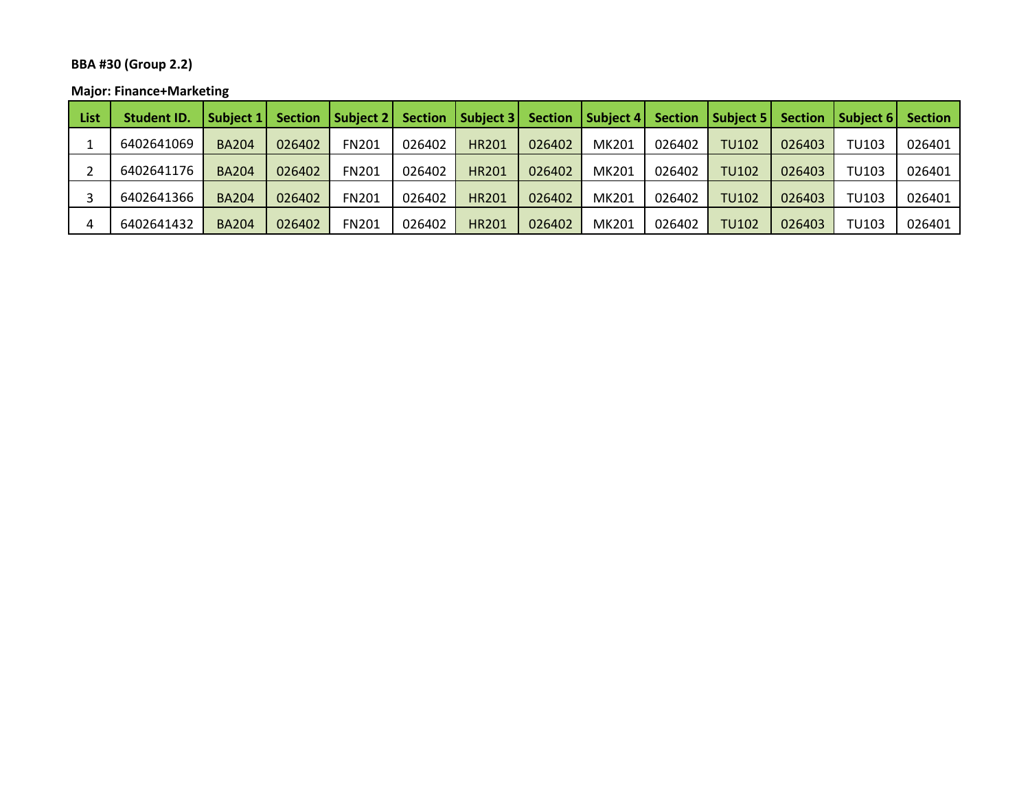**BBA #30 (Group 2.2)**

**Major: Finance+Marketing**

| List | Student ID. | Subject 1 | Section | Subject 2 | Section | Subject 3 | Section | Subject 4 | Section | Subject 5 | Section | Subject 6 | Section |
|---|---|---|---|---|---|---|---|---|---|---|---|---|---|
| 1 | 6402641069 | BA204 | 026402 | FN201 | 026402 | HR201 | 026402 | MK201 | 026402 | TU102 | 026403 | TU103 | 026401 |
| 2 | 6402641176 | BA204 | 026402 | FN201 | 026402 | HR201 | 026402 | MK201 | 026402 | TU102 | 026403 | TU103 | 026401 |
| 3 | 6402641366 | BA204 | 026402 | FN201 | 026402 | HR201 | 026402 | MK201 | 026402 | TU102 | 026403 | TU103 | 026401 |
| 4 | 6402641432 | BA204 | 026402 | FN201 | 026402 | HR201 | 026402 | MK201 | 026402 | TU102 | 026403 | TU103 | 026401 |